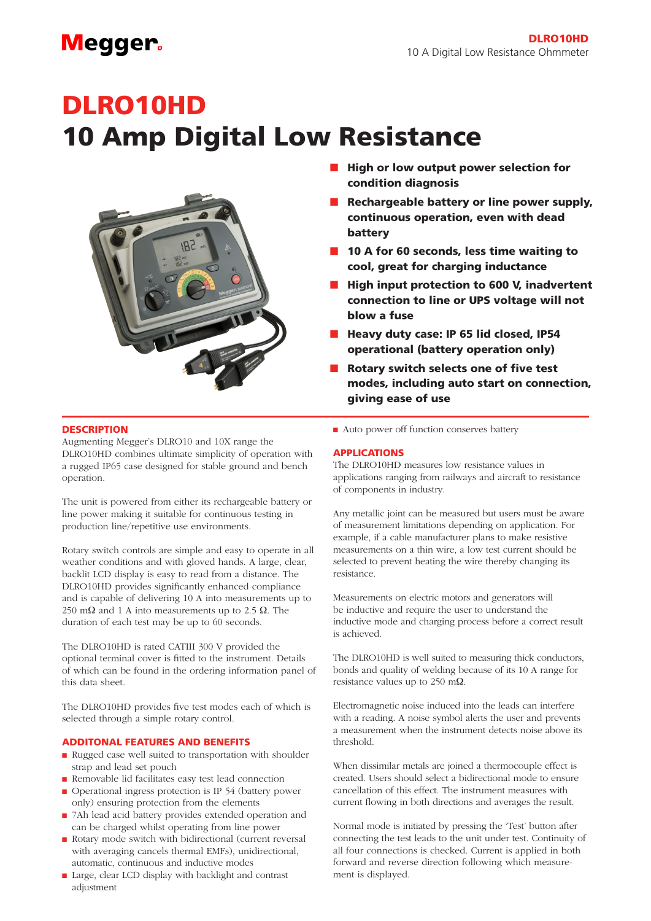# DLRO10HD
# 10 Amp Digital Low Resistance

- **High or low output power selection for condition diagnosis**
- **Rechargeable battery or line power supply, continuous operation, even with dead battery**
- **10 A for 60 seconds, less time waiting to cool, great for charging inductance**
- **High input protection to 600 V, inadvertent connection to line or UPS voltage will not blow a fuse**
- **Heavy duty case: IP 65 lid closed, IP54 operational (battery operation only)**
- **Rotary switch selects one of five test modes, including auto start on connection, giving ease of use**

## DESCRIPTION

Augmenting Megger's DLRO10 and 10X range the DLRO10HD combines ultimate simplicity of operation with a rugged IP65 case designed for stable ground and bench operation.

The unit is powered from either its rechargeable battery or line power making it suitable for continuous testing in production line/repetitive use environments.

Rotary switch controls are simple and easy to operate in all weather conditions and with gloved hands. A large, clear, backlit LCD display is easy to read from a distance. The DLRO10HD provides significantly enhanced compliance and is capable of delivering 10 A into measurements up to 250 mΩ and 1 A into measurements up to 2.5 Ω. The duration of each test may be up to 60 seconds.

The DLRO10HD is rated CATIII 300 V provided the optional terminal cover is fitted to the instrument. Details of which can be found in the ordering information panel of this data sheet.

The DLRO10HD provides five test modes each of which is selected through a simple rotary control.

## ADDITONAL FEATURES AND BENEFITS

- Rugged case well suited to transportation with shoulder strap and lead set pouch
- Removable lid facilitates easy test lead connection
- Operational ingress protection is IP 54 (battery power only) ensuring protection from the elements
- 7Ah lead acid battery provides extended operation and can be charged whilst operating from line power
- Rotary mode switch with bidirectional (current reversal with averaging cancels thermal EMFs), unidirectional, automatic, continuous and inductive modes
- Large, clear LCD display with backlight and contrast adjustment
- Auto power off function conserves battery

## APPLICATIONS

The DLRO10HD measures low resistance values in applications ranging from railways and aircraft to resistance of components in industry.

Any metallic joint can be measured but users must be aware of measurement limitations depending on application. For example, if a cable manufacturer plans to make resistive measurements on a thin wire, a low test current should be selected to prevent heating the wire thereby changing its resistance.

Measurements on electric motors and generators will be inductive and require the user to understand the inductive mode and charging process before a correct result is achieved.

The DLRO10HD is well suited to measuring thick conductors, bonds and quality of welding because of its 10 A range for resistance values up to 250 mΩ.

Electromagnetic noise induced into the leads can interfere with a reading. A noise symbol alerts the user and prevents a measurement when the instrument detects noise above its threshold.

When dissimilar metals are joined a thermocouple effect is created. Users should select a bidirectional mode to ensure cancellation of this effect. The instrument measures with current flowing in both directions and averages the result.

Normal mode is initiated by pressing the 'Test' button after connecting the test leads to the unit under test. Continuity of all four connections is checked. Current is applied in both forward and reverse direction following which measurement is displayed.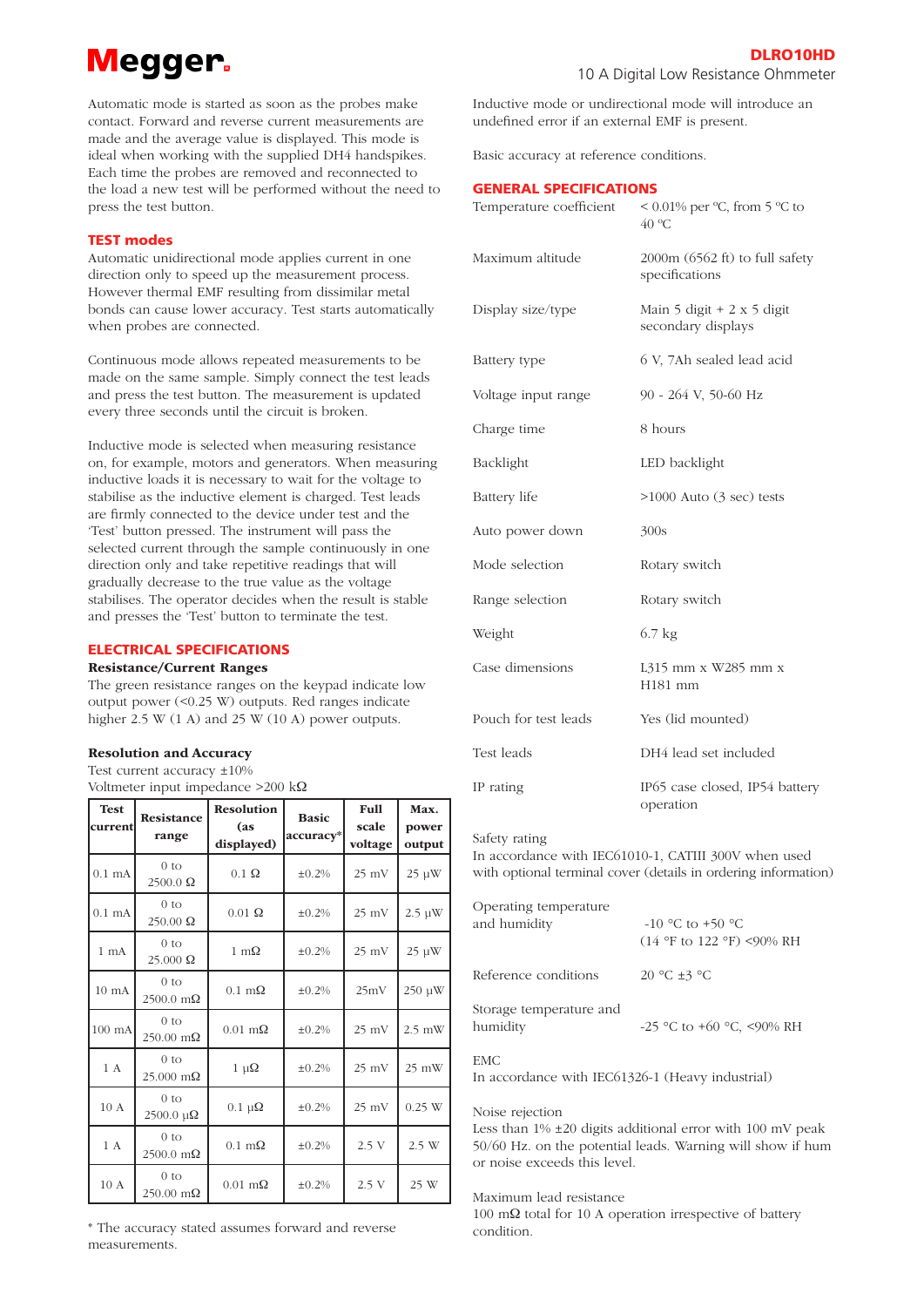Automatic mode is started as soon as the probes make contact. Forward and reverse current measurements are made and the average value is displayed. This mode is ideal when working with the supplied DH4 handspikes. Each time the probes are removed and reconnected to the load a new test will be performed without the need to press the test button.

## TEST modes

Automatic unidirectional mode applies current in one direction only to speed up the measurement process. However thermal EMF resulting from dissimilar metal bonds can cause lower accuracy. Test starts automatically when probes are connected.

Continuous mode allows repeated measurements to be made on the same sample. Simply connect the test leads and press the test button. The measurement is updated every three seconds until the circuit is broken.

Inductive mode is selected when measuring resistance on, for example, motors and generators. When measuring inductive loads it is necessary to wait for the voltage to stabilise as the inductive element is charged. Test leads are firmly connected to the device under test and the 'Test' button pressed. The instrument will pass the selected current through the sample continuously in one direction only and take repetitive readings that will gradually decrease to the true value as the voltage stabilises. The operator decides when the result is stable and presses the 'Test' button to terminate the test.

## ELECTRICAL SPECIFICATIONS

**Resistance/Current Ranges**

The green resistance ranges on the keypad indicate low output power (<0.25 W) outputs. Red ranges indicate higher 2.5 W (1 A) and 25 W (10 A) power outputs.

**Resolution and Accuracy**

Test current accuracy ±10%
Voltmeter input impedance >200 kΩ

| Test current | Resistance range | Resolution (as displayed) | Basic accuracy* | Full scale voltage | Max. power output |
|---|---|---|---|---|---|
| 0.1 mA | 0 to 2500.0 Ω | 0.1 Ω | ±0.2% | 25 mV | 25 µW |
| 0.1 mA | 0 to 250.00 Ω | 0.01 Ω | ±0.2% | 25 mV | 2.5 µW |
| 1 mA | 0 to 25.000 Ω | 1 mΩ | ±0.2% | 25 mV | 25 µW |
| 10 mA | 0 to 2500.0 mΩ | 0.1 mΩ | ±0.2% | 25mV | 250 µW |
| 100 mA | 0 to 250.00 mΩ | 0.01 mΩ | ±0.2% | 25 mV | 2.5 mW |
| 1 A | 0 to 25.000 mΩ | 1 µΩ | ±0.2% | 25 mV | 25 mW |
| 10 A | 0 to 2500.0 µΩ | 0.1 µΩ | ±0.2% | 25 mV | 0.25 W |
| 1 A | 0 to 2500.0 mΩ | 0.1 mΩ | ±0.2% | 2.5 V | 2.5 W |
| 10 A | 0 to 250.00 mΩ | 0.01 mΩ | ±0.2% | 2.5 V | 25 W |

\* The accuracy stated assumes forward and reverse measurements.

Inductive mode or undirectional mode will introduce an undefined error if an external EMF is present.

Basic accuracy at reference conditions.

## GENERAL SPECIFICATIONS

| | |
|---|---|
| Temperature coefficient | < 0.01% per °C, from 5 °C to 40 °C |
| Maximum altitude | 2000m (6562 ft) to full safety specifications |
| Display size/type | Main 5 digit + 2 x 5 digit secondary displays |
| Battery type | 6 V, 7Ah sealed lead acid |
| Voltage input range | 90 - 264 V, 50-60 Hz |
| Charge time | 8 hours |
| Backlight | LED backlight |
| Battery life | >1000 Auto (3 sec) tests |
| Auto power down | 300s |
| Mode selection | Rotary switch |
| Range selection | Rotary switch |
| Weight | 6.7 kg |
| Case dimensions | L315 mm x W285 mm x H181 mm |
| Pouch for test leads | Yes (lid mounted) |
| Test leads | DH4 lead set included |
| IP rating | IP65 case closed, IP54 battery operation |

Safety rating
In accordance with IEC61010-1, CATIII 300V when used with optional terminal cover (details in ordering information)

| | |
|---|---|
| Operating temperature and humidity | -10 °C to +50 °C (14 °F to 122 °F) <90% RH |
| Reference conditions | 20 °C ±3 °C |
| Storage temperature and humidity | -25 °C to +60 °C, <90% RH |

EMC
In accordance with IEC61326-1 (Heavy industrial)

Noise rejection
Less than 1% ±20 digits additional error with 100 mV peak 50/60 Hz. on the potential leads. Warning will show if hum or noise exceeds this level.

Maximum lead resistance
100 mΩ total for 10 A operation irrespective of battery condition.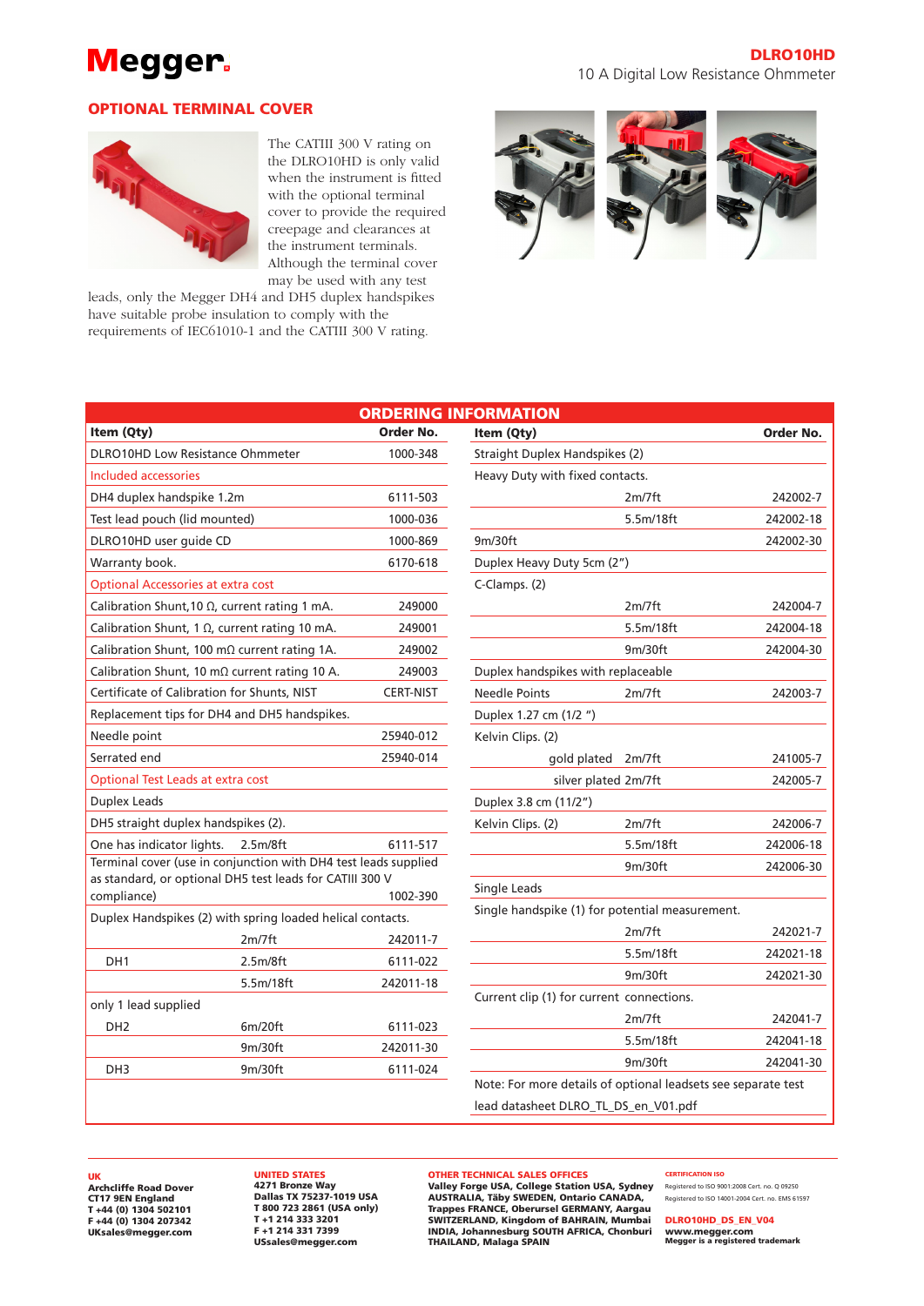# Megger

**DLRO10HD**
10 A Digital Low Resistance Ohmmeter

## OPTIONAL TERMINAL COVER

The CATIII 300 V rating on the DLRO10HD is only valid when the instrument is fitted with the optional terminal cover to provide the required creepage and clearances at the instrument terminals. Although the terminal cover may be used with any test leads, only the Megger DH4 and DH5 duplex handspikes have suitable probe insulation to comply with the requirements of IEC61010-1 and the CATIII 300 V rating.

## ORDERING INFORMATION

| Item (Qty) | | Order No. |
|---|---|---|
| DLRO10HD Low Resistance Ohmmeter | | 1000-348 |
| Included accessories | | |
| DH4 duplex handspike 1.2m | | 6111-503 |
| Test lead pouch (lid mounted) | | 1000-036 |
| DLRO10HD user guide CD | | 1000-869 |
| Warranty book. | | 6170-618 |
| Optional Accessories at extra cost | | |
| Calibration Shunt,10 Ω, current rating 1 mA. | | 249000 |
| Calibration Shunt, 1 Ω, current rating 10 mA. | | 249001 |
| Calibration Shunt, 100 mΩ current rating 1A. | | 249002 |
| Calibration Shunt, 10 mΩ current rating 10 A. | | 249003 |
| Certificate of Calibration for Shunts, NIST | | CERT-NIST |
| Replacement tips for DH4 and DH5 handspikes. | | |
| Needle point | | 25940-012 |
| Serrated end | | 25940-014 |
| Optional Test Leads at extra cost | | |
| Duplex Leads | | |
| DH5 straight duplex handspikes (2). | | |
| One has indicator lights. | 2.5m/8ft | 6111-517 |
| Terminal cover (use in conjunction with DH4 test leads supplied as standard, or optional DH5 test leads for CATIII 300 V compliance) | | 1002-390 |
| Duplex Handspikes (2) with spring loaded helical contacts. | | |
| | 2m/7ft | 242011-7 |
| DH1 | 2.5m/8ft | 6111-022 |
| | 5.5m/18ft | 242011-18 |
| only 1 lead supplied | | |
| DH2 | 6m/20ft | 6111-023 |
| | 9m/30ft | 242011-30 |
| DH3 | 9m/30ft | 6111-024 |

| Item (Qty) | | Order No. |
|---|---|---|
| Straight Duplex Handspikes (2) | | |
| Heavy Duty with fixed contacts. | | |
| | 2m/7ft | 242002-7 |
| | 5.5m/18ft | 242002-18 |
| 9m/30ft | | 242002-30 |
| Duplex Heavy Duty 5cm (2") | | |
| C-Clamps. (2) | | |
| | 2m/7ft | 242004-7 |
| | 5.5m/18ft | 242004-18 |
| | 9m/30ft | 242004-30 |
| Duplex handspikes with replaceable | | |
| Needle Points | 2m/7ft | 242003-7 |
| Duplex 1.27 cm (1/2 ") | | |
| Kelvin Clips. (2) | | |
| gold plated | 2m/7ft | 241005-7 |
| silver plated | 2m/7ft | 242005-7 |
| Duplex 3.8 cm (11/2") | | |
| Kelvin Clips. (2) | 2m/7ft | 242006-7 |
| | 5.5m/18ft | 242006-18 |
| | 9m/30ft | 242006-30 |
| Single Leads | | |
| Single handspike (1) for potential measurement. | | |
| | 2m/7ft | 242021-7 |
| | 5.5m/18ft | 242021-18 |
| | 9m/30ft | 242021-30 |
| Current clip (1) for current connections. | | |
| | 2m/7ft | 242041-7 |
| | 5.5m/18ft | 242041-18 |
| | 9m/30ft | 242041-30 |

Note: For more details of optional leadsets see separate test lead datasheet DLRO_TL_DS_en_V01.pdf

**UK**
Archcliffe Road Dover
CT17 9EN England
T +44 (0) 1304 502101
F +44 (0) 1304 207342
UKsales@megger.com

**UNITED STATES**
4271 Bronze Way
Dallas TX 75237-1019 USA
T 800 723 2861 (USA only)
T +1 214 333 3201
F +1 214 331 7399
USsales@megger.com

**OTHER TECHNICAL SALES OFFICES**
Valley Forge USA, College Station USA, Sydney AUSTRALIA, Täby SWEDEN, Ontario CANADA, Trappes FRANCE, Oberursel GERMANY, Aargau SWITZERLAND, Kingdom of BAHRAIN, Mumbai INDIA, Johannesburg SOUTH AFRICA, Chonburi THAILAND, Malaga SPAIN

**CERTIFICATION ISO**
Registered to ISO 9001:2008 Cert. no. Q 09250
Registered to ISO 14001-2004 Cert. no. EMS 61597

DLRO10HD_DS_EN_V04
www.megger.com
Megger is a registered trademark